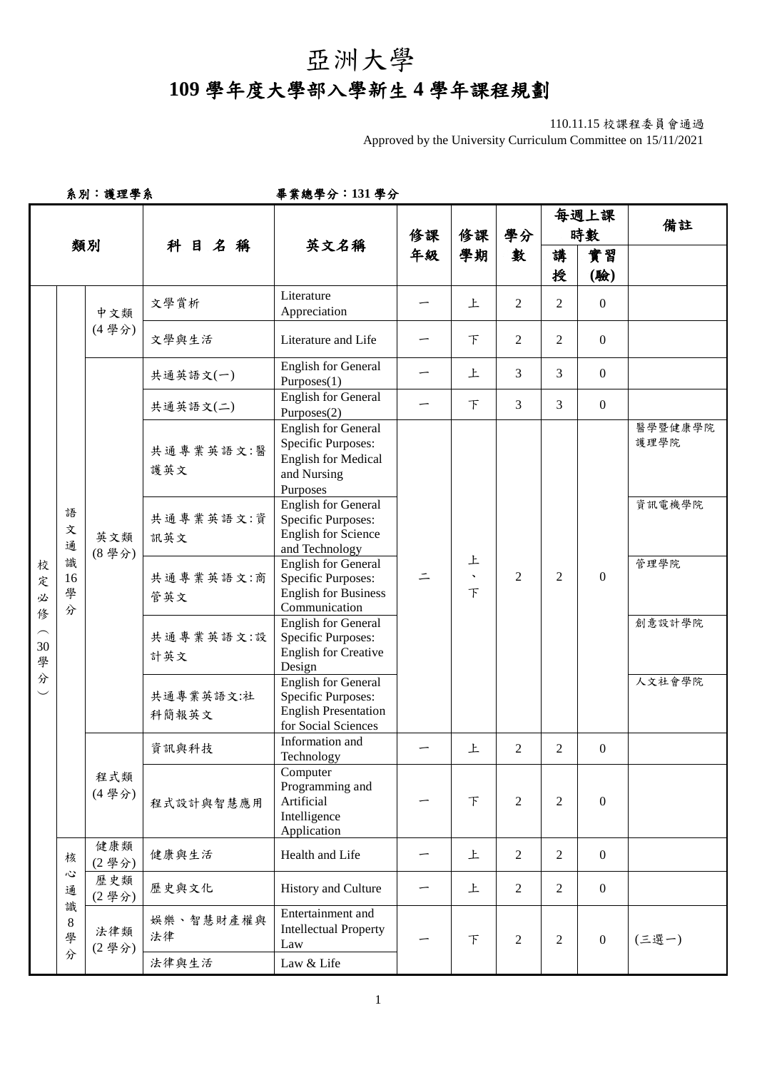# 亞洲大學

# 109 學年度大學部入學新生 4 學年課程規劃

110.11.15 校課程委員會通過
Approved by the University Curriculum Committee on 15/11/2021

系別：護理學系　　　　　　畢業總學分：131 學分

| 類別 | | | 科目名稱 | 英文名稱 | 修課年級 | 修課學期 | 學分數 | 每週上課時數 | | 備註 |
|---|---|---|---|---|---|---|---|---|---|---|
| | | | | | | | | 講授 | 實習(驗) | |
| 校定必修（30學分） | 語文通識16學分 | 中文類(4學分) | 文學賞析 | Literature Appreciation | 一 | 上 | 2 | 2 | 0 | |
| | | | 文學與生活 | Literature and Life | 一 | 下 | 2 | 2 | 0 | |
| | | 英文類(8學分) | 共通英語文(一) | English for General Purposes(1) | 一 | 上 | 3 | 3 | 0 | |
| | | | 共通英語文(二) | English for General Purposes(2) | 一 | 下 | 3 | 3 | 0 | |
| | | | 共通專業英語文:醫護英文 | English for General Specific Purposes: English for Medical and Nursing Purposes | 二 | 上、下 | 2 | 2 | 0 | 醫學暨健康學院護理學院 |
| | | | 共通專業英語文:資訊英文 | English for General Specific Purposes: English for Science and Technology | | | | | | 資訊電機學院 |
| | | | 共通專業英語文:商管英文 | English for General Specific Purposes: English for Business Communication | | | | | | 管理學院 |
| | | | 共通專業英語文:設計英文 | English for General Specific Purposes: English for Creative Design | | | | | | 創意設計學院 |
| | | | 共通專業英語文:社科簡報英文 | English for General Specific Purposes: English Presentation for Social Sciences | | | | | | 人文社會學院 |
| | | 程式類(4學分) | 資訊與科技 | Information and Technology | 一 | 上 | 2 | 2 | 0 | |
| | | | 程式設計與智慧應用 | Computer Programming and Artificial Intelligence Application | 一 | 下 | 2 | 2 | 0 | |
| | 核心通識8學分 | 健康類(2學分) | 健康與生活 | Health and Life | 一 | 上 | 2 | 2 | 0 | |
| | | 歷史類(2學分) | 歷史與文化 | History and Culture | 一 | 上 | 2 | 2 | 0 | |
| | | 法律類(2學分) | 娛樂、智慧財產權與法律 | Entertainment and Intellectual Property Law | 一 | 下 | 2 | 2 | 0 | (三選一) |
| | | | 法律與生活 | Law & Life | | | | | | |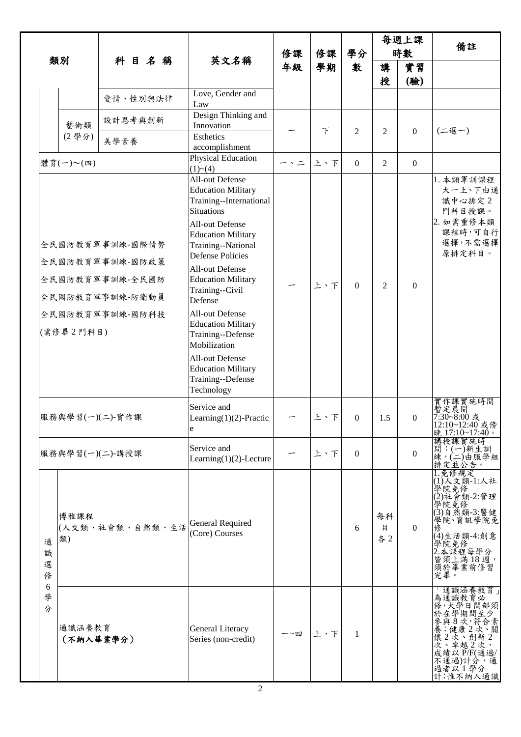| 類別 | | 科目名稱 | 英文名稱 | 修課年級 | 修課學期 | 學分數 | 每週上課時數 | | 備註 |
|---|---|---|---|---|---|---|---|---|---|
| | | | | | | | 講授 | 實習(驗) | |
| | | 愛情、性別與法律 | Love, Gender and Law | | | | | | |
| | 藝術類(2學分) | 設計思考與創新 | Design Thinking and Innovation | 一 | 下 | 2 | 2 | 0 | (二選一) |
| | | 美學素養 | Esthetics accomplishment | | | | | | |
| 體育(一)～(四) | | | Physical Education (1)~(4) | 一、二 | 上、下 | 0 | 2 | 0 | |
| 全民國防教育軍事訓練-國際情勢<br>全民國防教育軍事訓練-國防政策<br>全民國防教育軍事訓練-全民國防<br>全民國防教育軍事訓練-防衛動員<br>全民國防教育軍事訓練-國防科技<br>(需修畢2門科目) | | | All-out Defense Education Military Training--International Situations<br>All-out Defense Education Military Training--National Defense Policies<br>All-out Defense Education Military Training--Civil Defense<br>All-out Defense Education Military Training--Defense Mobilization<br>All-out Defense Education Military Training--Defense Technology | 一 | 上、下 | 0 | 2 | 0 | 1. 本類軍訓課程大一上、下由通識中心排定2門科目授課。<br>2. 如需重修本類課程時，可自行選擇，不需選擇原排定科目。 |
| 服務與學習(一)(二)-實作課 | | | Service and Learning(1)(2)-Practice | 一 | 上、下 | 0 | 1.5 | 0 | 實作課實施時間暫定晨間7:30~8:00或12:10~12:40或傍晚17:10~17:40。 |
| 服務與學習(一)(二)-講授課 | | | Service and Learning(1)(2)-Lecture | 一 | 上、下 | 0 | | 0 | 講授課實施時間：(一)新生訓練，(二)由服學組排定並公告。 |
| 通識選修6學分 | 博雅課程<br>(人文類、社會類、自然類、生活類) | | General Required (Core) Courses | | | 6 | 每科目各2 | 0 | 1.免修規定<br>(1)人文類-1:人社學院免修<br>(2)社會類-2:管理學院免修<br>(3)自然類-3:醫健學院、資訊學院免修<br>(4)生活類-4:創意學院免修<br>2.本課程每學分皆須上滿18週，須於畢業前修習完畢。 |
| | 通識涵養教育<br>**(不納入畢業學分)** | | General Literacy Series (non-credit) | 一~四 | 上、下 | 1 | | | 「通識涵養教育」為通識教育必修，大學日間部須於在學期間至少參與8次，符合素養：健康2次、關懷2次、創新2次、卓越2次，成績以P/F(通過/不通過)計分，通過者以1學分計；惟不納入通識 |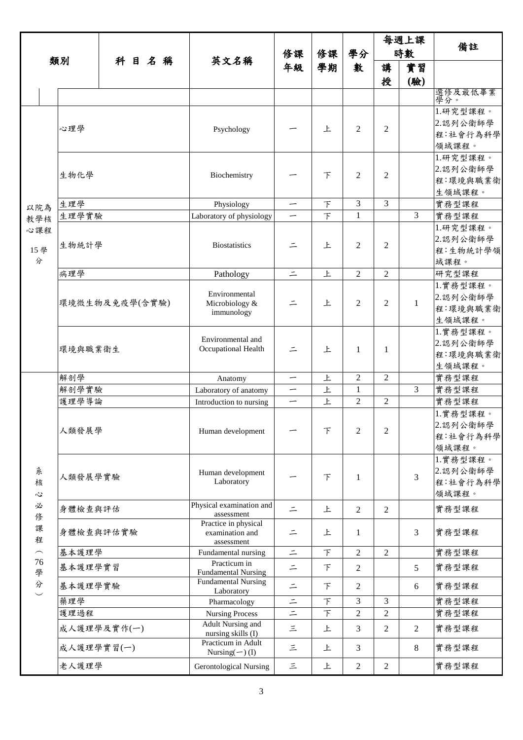| 類別 | 科目名稱 | 英文名稱 | 修課年級 | 修課學期 | 學分數 | 每週上課時數 | | 備註 |
|---|---|---|---|---|---|---|---|---|
| | | | | | | 講授 | 實習(驗) | |
| | | | | | | | | 選修及最低畢業學分。 |
| 以院為教學核心課程 15學分 | 心理學 | Psychology | 一 | 上 | 2 | 2 | | 1.研究型課程。 2.認列公衛師學程：社會行為科學領域課程。 |
| | 生物化學 | Biochemistry | 一 | 下 | 2 | 2 | | 1.研究型課程。 2.認列公衛師學程：環境與職業衛生領域課程。 |
| | 生理學 | Physiology | 一 | 下 | 3 | 3 | | 實務型課程 |
| | 生理學實驗 | Laboratory of physiology | 一 | 下 | 1 | | 3 | 實務型課程 |
| | 生物統計學 | Biostatistics | 二 | 上 | 2 | 2 | | 1.研究型課程。 2.認列公衛師學程：生物統計學領域課程。 |
| | 病理學 | Pathology | 二 | 上 | 2 | 2 | | 研究型課程 |
| | 環境微生物及免疫學(含實驗) | Environmental Microbiology & immunology | 二 | 上 | 2 | 2 | 1 | 1.實務型課程。 2.認列公衛師學程：環境與職業衛生領域課程。 |
| | 環境與職業衛生 | Environmental and Occupational Health | 二 | 上 | 1 | 1 | | 1.實務型課程。 2.認列公衛師學程：環境與職業衛生領域課程。 |
| 系核心必修課程（76學分） | 解剖學 | Anatomy | 一 | 上 | 2 | 2 | | 實務型課程 |
| | 解剖學實驗 | Laboratory of anatomy | 一 | 上 | 1 | | 3 | 實務型課程 |
| | 護理學導論 | Introduction to nursing | 一 | 上 | 2 | 2 | | 實務型課程 |
| | 人類發展學 | Human development | 一 | 下 | 2 | 2 | | 1.實務型課程。 2.認列公衛師學程：社會行為科學領域課程。 |
| | 人類發展學實驗 | Human development Laboratory | 一 | 下 | 1 | | 3 | 1.實務型課程。 2.認列公衛師學程：社會行為科學領域課程。 |
| | 身體檢查與評估 | Physical examination and assessment | 二 | 上 | 2 | 2 | | 實務型課程 |
| | 身體檢查與評估實驗 | Practice in physical examination and assessment | 二 | 上 | 1 | | 3 | 實務型課程 |
| | 基本護理學 | Fundamental nursing | 二 | 下 | 2 | 2 | | 實務型課程 |
| | 基本護理學實習 | Practicum in Fundamental Nursing | 二 | 下 | 2 | | 5 | 實務型課程 |
| | 基本護理學實驗 | Fundamental Nursing Laboratory | 二 | 下 | 2 | | 6 | 實務型課程 |
| | 藥理學 | Pharmacology | 二 | 下 | 3 | 3 | | 實務型課程 |
| | 護理過程 | Nursing Process | 二 | 下 | 2 | 2 | | 實務型課程 |
| | 成人護理學及實作(一) | Adult Nursing and nursing skills (I) | 三 | 上 | 3 | 2 | 2 | 實務型課程 |
| | 成人護理學實習(一) | Practicum in Adult Nursing(一) (I) | 三 | 上 | 3 | | 8 | 實務型課程 |
| | 老人護理學 | Gerontological Nursing | 三 | 上 | 2 | 2 | | 實務型課程 |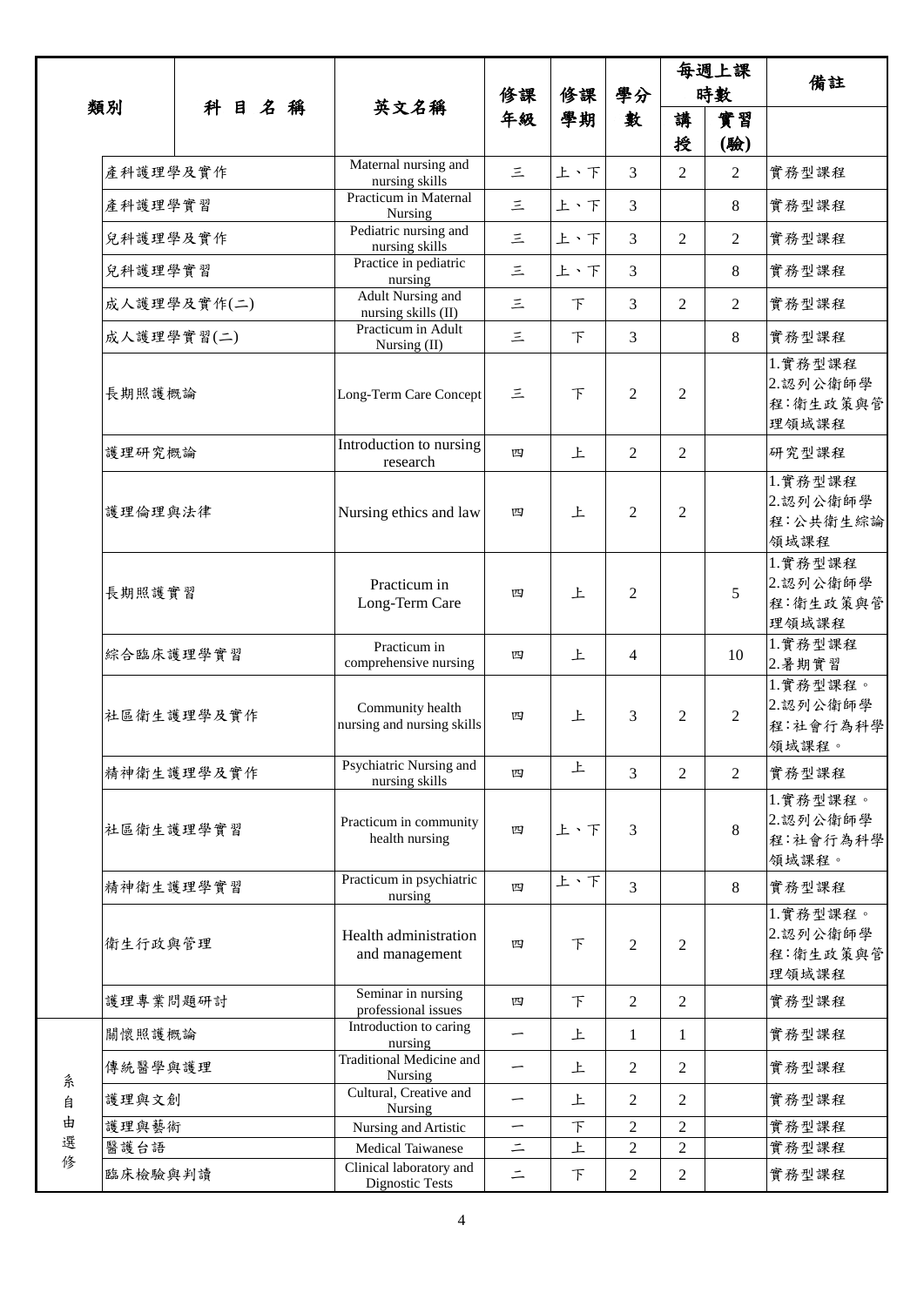| 類別 | 科 目 名 稱 | 英文名稱 | 修課年級 | 修課學期 | 學分數 | 每週上課時數 | | 備註 |
|---|---|---|---|---|---|---|---|---|
| | | | | | | 講授 | 實習(驗) | |
| | 產科護理學及實作 | Maternal nursing and nursing skills | 三 | 上、下 | 3 | 2 | 2 | 實務型課程 |
| | 產科護理學實習 | Practicum in Maternal Nursing | 三 | 上、下 | 3 | | 8 | 實務型課程 |
| | 兒科護理學及實作 | Pediatric nursing and nursing skills | 三 | 上、下 | 3 | 2 | 2 | 實務型課程 |
| | 兒科護理學實習 | Practice in pediatric nursing | 三 | 上、下 | 3 | | 8 | 實務型課程 |
| | 成人護理學及實作(二) | Adult Nursing and nursing skills (II) | 三 | 下 | 3 | 2 | 2 | 實務型課程 |
| | 成人護理學實習(二) | Practicum in Adult Nursing (II) | 三 | 下 | 3 | | 8 | 實務型課程 |
| | 長期照護概論 | Long-Term Care Concept | 三 | 下 | 2 | 2 | | 1.實務型課程 2.認列公衛師學程:衛生政策與管理領域課程 |
| | 護理研究概論 | Introduction to nursing research | 四 | 上 | 2 | 2 | | 研究型課程 |
| | 護理倫理與法律 | Nursing ethics and law | 四 | 上 | 2 | 2 | | 1.實務型課程 2.認列公衛師學程:公共衛生綜論領域課程 |
| | 長期照護實習 | Practicum in Long-Term Care | 四 | 上 | 2 | | 5 | 1.實務型課程 2.認列公衛師學程:衛生政策與管理領域課程 |
| | 綜合臨床護理學實習 | Practicum in comprehensive nursing | 四 | 上 | 4 | | 10 | 1.實務型課程 2.暑期實習 |
| | 社區衛生護理學及實作 | Community health nursing and nursing skills | 四 | 上 | 3 | 2 | 2 | 1.實務型課程。 2.認列公衛師學程:社會行為科學領域課程。 |
| | 精神衛生護理學及實作 | Psychiatric Nursing and nursing skills | 四 | 上 | 3 | 2 | 2 | 實務型課程 |
| | 社區衛生護理學實習 | Practicum in community health nursing | 四 | 上、下 | 3 | | 8 | 1.實務型課程。 2.認列公衛師學程:社會行為科學領域課程。 |
| | 精神衛生護理學實習 | Practicum in psychiatric nursing | 四 | 上、下 | 3 | | 8 | 實務型課程 |
| | 衛生行政與管理 | Health administration and management | 四 | 下 | 2 | 2 | | 1.實務型課程。 2.認列公衛師學程:衛生政策與管理領域課程 |
| | 護理專業問題研討 | Seminar in nursing professional issues | 四 | 下 | 2 | 2 | | 實務型課程 |
| 系自由選修 | 關懷照護概論 | Introduction to caring nursing | 一 | 上 | 1 | 1 | | 實務型課程 |
| | 傳統醫學與護理 | Traditional Medicine and Nursing | 一 | 上 | 2 | 2 | | 實務型課程 |
| | 護理與文創 | Cultural, Creative and Nursing | 一 | 上 | 2 | 2 | | 實務型課程 |
| | 護理與藝術 | Nursing and Artistic | 一 | 下 | 2 | 2 | | 實務型課程 |
| | 醫護台語 | Medical Taiwanese | 二 | 上 | 2 | 2 | | 實務型課程 |
| | 臨床檢驗與判讀 | Clinical laboratory and Dignostic Tests | 二 | 下 | 2 | 2 | | 實務型課程 |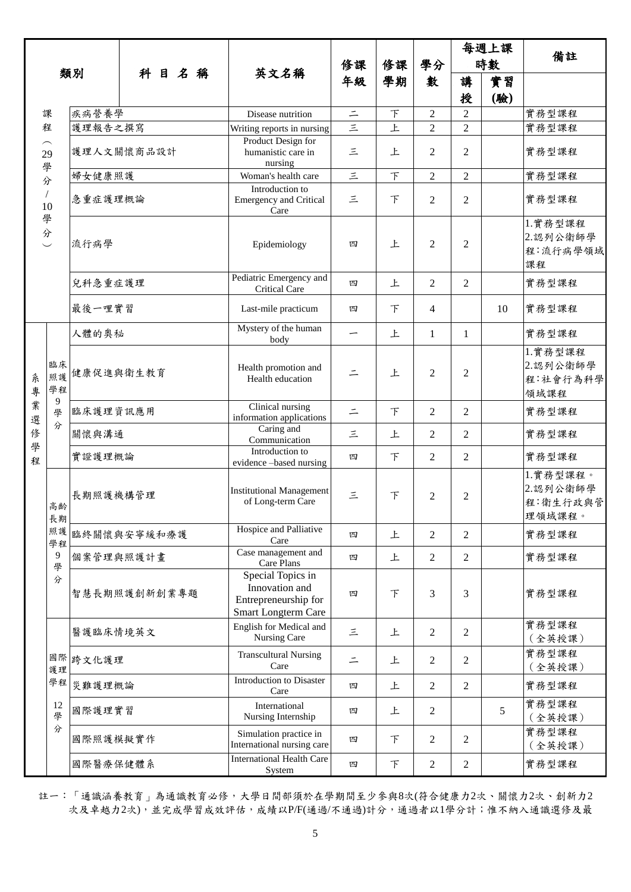| 類別 | | 科目名稱 | 英文名稱 | 修課年級 | 修課學期 | 學分數 | 每週上課時數 | | 備註 |
|---|---|---|---|---|---|---|---|---|---|
| | | | | | | | 講授 | 實習(驗) | |
| 課程(29學分/10學分) | | 疾病營養學 | Disease nutrition | 二 | 下 | 2 | 2 | | 實務型課程 |
| | | 護理報告之撰寫 | Writing reports in nursing | 三 | 上 | 2 | 2 | | 實務型課程 |
| | | 護理人文關懷商品設計 | Product Design for humanistic care in nursing | 三 | 上 | 2 | 2 | | 實務型課程 |
| | | 婦女健康照護 | Woman's health care | 三 | 下 | 2 | 2 | | 實務型課程 |
| | | 急重症護理概論 | Introduction to Emergency and Critical Care | 三 | 下 | 2 | 2 | | 實務型課程 |
| | | 流行病學 | Epidemiology | 四 | 上 | 2 | 2 | | 1.實務型課程 2.認列公衛師學程:流行病學領域課程 |
| | | 兒科急重症護理 | Pediatric Emergency and Critical Care | 四 | 上 | 2 | 2 | | 實務型課程 |
| | | 最後一哩實習 | Last-mile practicum | 四 | 下 | 4 | | 10 | 實務型課程 |
| 系專業選修學程 | 臨床照護學程9學分 | 人體的奧秘 | Mystery of the human body | 一 | 上 | 1 | 1 | | 實務型課程 |
| | | 健康促進與衛生教育 | Health promotion and Health education | 二 | 上 | 2 | 2 | | 1.實務型課程 2.認列公衛師學程:社會行為科學領域課程 |
| | | 臨床護理資訊應用 | Clinical nursing information applications | 二 | 下 | 2 | 2 | | 實務型課程 |
| | | 關懷與溝通 | Caring and Communication | 三 | 上 | 2 | 2 | | 實務型課程 |
| | | 實證護理概論 | Introduction to evidence –based nursing | 四 | 下 | 2 | 2 | | 實務型課程 |
| | 高齡長期照護學程9學分 | 長期照護機構管理 | Institutional Management of Long-term Care | 三 | 下 | 2 | 2 | | 1.實務型課程。 2.認列公衛師學程:衛生行政與管理領域課程。 |
| | | 臨終關懷與安寧緩和療護 | Hospice and Palliative Care | 四 | 上 | 2 | 2 | | 實務型課程 |
| | | 個案管理與照護計畫 | Case management and Care Plans | 四 | 上 | 2 | 2 | | 實務型課程 |
| | | 智慧長期照護創新創業專題 | Special Topics in Innovation and Entrepreneurship for Smart Longterm Care | 四 | 下 | 3 | 3 | | 實務型課程 |
| | 國際護理學程12學分 | 醫護臨床情境英文 | English for Medical and Nursing Care | 三 | 上 | 2 | 2 | | 實務型課程(全英授課) |
| | | 跨文化護理 | Transcultural Nursing Care | 二 | 上 | 2 | 2 | | 實務型課程(全英授課) |
| | | 災難護理概論 | Introduction to Disaster Care | 四 | 上 | 2 | 2 | | 實務型課程 |
| | | 國際護理實習 | International Nursing Internship | 四 | 上 | 2 | | 5 | 實務型課程(全英授課) |
| | | 國際照護模擬實作 | Simulation practice in International nursing care | 四 | 下 | 2 | 2 | | 實務型課程(全英授課) |
| | | 國際醫療保健體系 | International Health Care System | 四 | 下 | 2 | 2 | | 實務型課程 |

註一:「通識涵養教育」為通識教育必修,大學日間部須於在學期間至少參與8次(符合健康力2次、關懷力2次、創新力2次及卓越力2次),並完成學習成效評估,成績以P/F(通過/不通過)計分,通過者以1學分計;惟不納入通識選修及最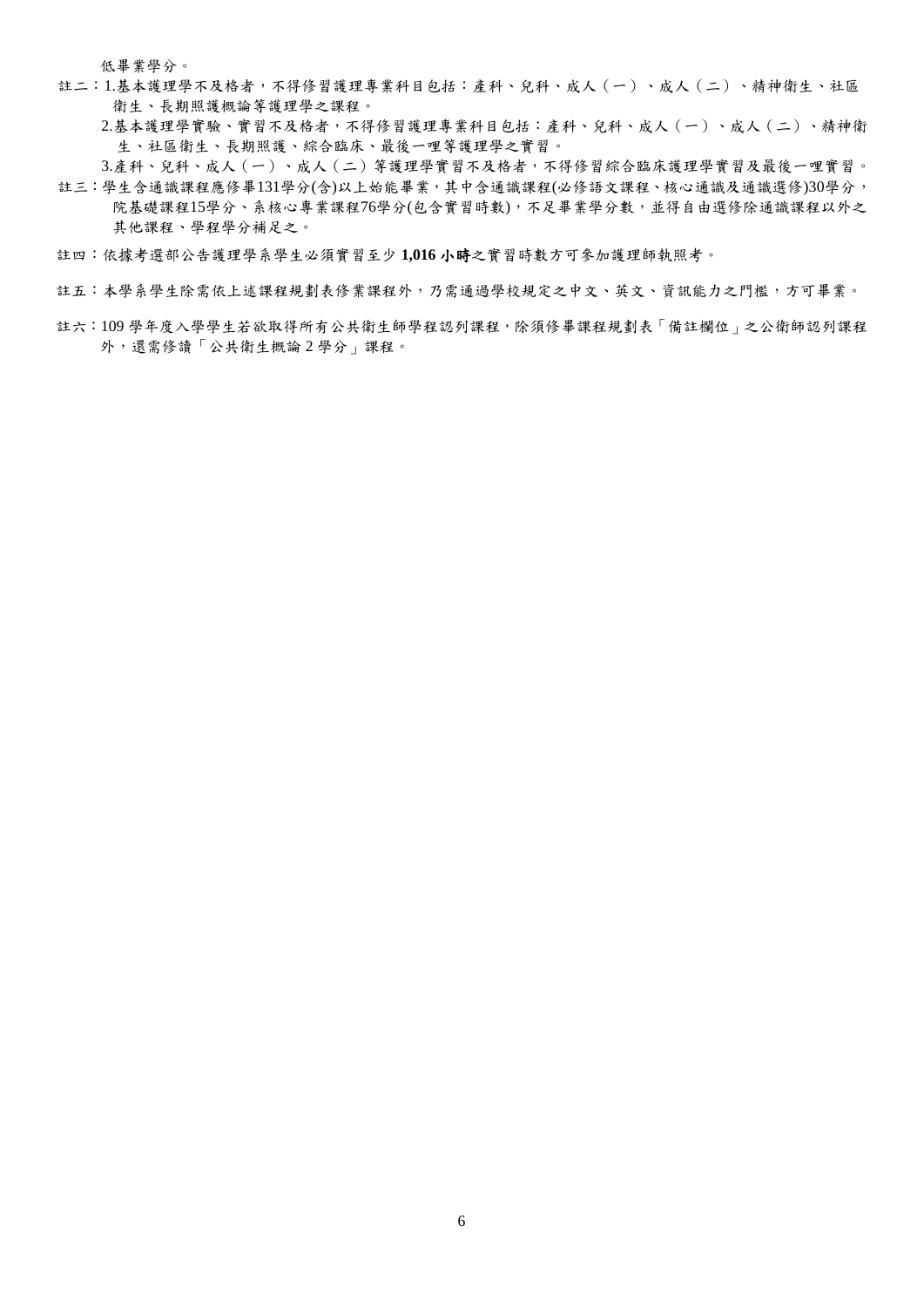低畢業學分。

註二：1.基本護理學不及格者，不得修習護理專業科目包括：產科、兒科、成人（一）、成人（二）、精神衛生、社區衛生、長期照護概論等護理學之課程。

2.基本護理學實驗、實習不及格者，不得修習護理專業科目包括：產科、兒科、成人（一）、成人（二）、精神衛生、社區衛生、長期照護、綜合臨床、最後一哩等護理學之實習。

3.產科、兒科、成人（一）、成人（二）等護理學實習不及格者，不得修習綜合臨床護理學實習及最後一哩實習。

註三：學生含通識課程應修畢131學分(含)以上始能畢業，其中含通識課程(必修語文課程、核心通識及通識選修)30學分，院基礎課程15學分、系核心專業課程76學分(包含實習時數)，不足畢業學分數，並得自由選修除通識課程以外之其他課程、學程學分補足之。

註四：依據考選部公告護理學系學生必須實習至少 **1,016 小時**之實習時數方可參加護理師執照考。

註五：本學系學生除需依上述課程規劃表修業課程外，乃需通過學校規定之中文、英文、資訊能力之門檻，方可畢業。

註六：109 學年度入學學生若欲取得所有公共衛生師學程認列課程，除須修畢課程規劃表「備註欄位」之公衛師認列課程外，還需修讀「公共衛生概論 2 學分」課程。